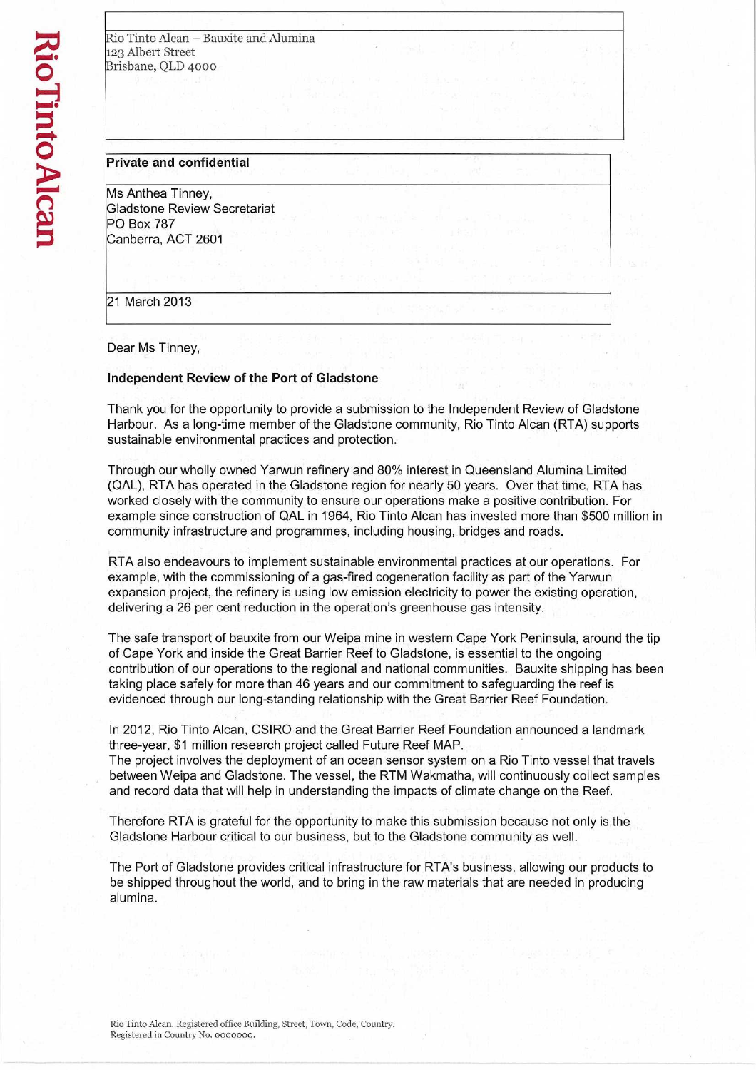Rio Tinto Alcan – Bauxite and Alumina
123 Albert Street
Brisbane, QLD 4000

**Private and confidential**

Ms Anthea Tinney,
Gladstone Review Secretariat
PO Box 787
Canberra, ACT 2601

21 March 2013

Dear Ms Tinney,

**Independent Review of the Port of Gladstone**

Thank you for the opportunity to provide a submission to the Independent Review of Gladstone Harbour. As a long-time member of the Gladstone community, Rio Tinto Alcan (RTA) supports sustainable environmental practices and protection.

Through our wholly owned Yarwun refinery and 80% interest in Queensland Alumina Limited (QAL), RTA has operated in the Gladstone region for nearly 50 years. Over that time, RTA has worked closely with the community to ensure our operations make a positive contribution. For example since construction of QAL in 1964, Rio Tinto Alcan has invested more than $500 million in community infrastructure and programmes, including housing, bridges and roads.

RTA also endeavours to implement sustainable environmental practices at our operations. For example, with the commissioning of a gas-fired cogeneration facility as part of the Yarwun expansion project, the refinery is using low emission electricity to power the existing operation, delivering a 26 per cent reduction in the operation's greenhouse gas intensity.

The safe transport of bauxite from our Weipa mine in western Cape York Peninsula, around the tip of Cape York and inside the Great Barrier Reef to Gladstone, is essential to the ongoing contribution of our operations to the regional and national communities. Bauxite shipping has been taking place safely for more than 46 years and our commitment to safeguarding the reef is evidenced through our long-standing relationship with the Great Barrier Reef Foundation.

In 2012, Rio Tinto Alcan, CSIRO and the Great Barrier Reef Foundation announced a landmark three-year, $1 million research project called Future Reef MAP.
The project involves the deployment of an ocean sensor system on a Rio Tinto vessel that travels between Weipa and Gladstone. The vessel, the RTM Wakmatha, will continuously collect samples and record data that will help in understanding the impacts of climate change on the Reef.

Therefore RTA is grateful for the opportunity to make this submission because not only is the Gladstone Harbour critical to our business, but to the Gladstone community as well.

The Port of Gladstone provides critical infrastructure for RTA's business, allowing our products to be shipped throughout the world, and to bring in the raw materials that are needed in producing alumina.

Rio Tinto Alcan. Registered office Building, Street, Town, Code, Country.
Registered in Country No. 0000000.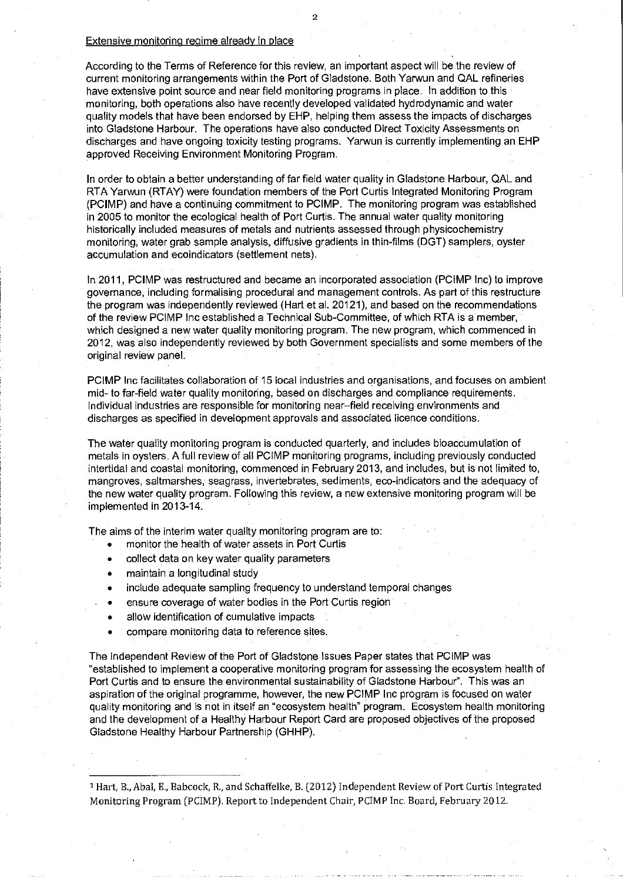Extensive monitoring regime already in place

According to the Terms of Reference for this review, an important aspect will be the review of current monitoring arrangements within the Port of Gladstone. Both Yarwun and QAL refineries have extensive point source and near field monitoring programs in place. In addition to this monitoring, both operations also have recently developed validated hydrodynamic and water quality models that have been endorsed by EHP, helping them assess the impacts of discharges into Gladstone Harbour. The operations have also conducted Direct Toxicity Assessments on discharges and have ongoing toxicity testing programs. Yarwun is currently implementing an EHP approved Receiving Environment Monitoring Program.

In order to obtain a better understanding of far field water quality in Gladstone Harbour, QAL and RTA Yarwun (RTAY) were foundation members of the Port Curtis Integrated Monitoring Program (PCIMP) and have a continuing commitment to PCIMP. The monitoring program was established in 2005 to monitor the ecological health of Port Curtis. The annual water quality monitoring historically included measures of metals and nutrients assessed through physicochemistry monitoring, water grab sample analysis, diffusive gradients in thin-films (DGT) samplers, oyster accumulation and ecoindicators (settlement nets).

In 2011, PCIMP was restructured and became an incorporated association (PCIMP Inc) to improve governance, including formalising procedural and management controls. As part of this restructure the program was independently reviewed (Hart et al. 2012[1]), and based on the recommendations of the review PCIMP Inc established a Technical Sub-Committee, of which RTA is a member, which designed a new water quality monitoring program. The new program, which commenced in 2012, was also independently reviewed by both Government specialists and some members of the original review panel.

PCIMP Inc facilitates collaboration of 15 local industries and organisations, and focuses on ambient mid- to far-field water quality monitoring, based on discharges and compliance requirements. Individual industries are responsible for monitoring near–field receiving environments and discharges as specified in development approvals and associated licence conditions.

The water quality monitoring program is conducted quarterly, and includes bioaccumulation of metals in oysters. A full review of all PCIMP monitoring programs, including previously conducted intertidal and coastal monitoring, commenced in February 2013, and includes, but is not limited to, mangroves, saltmarshes, seagrass, invertebrates, sediments, eco-indicators and the adequacy of the new water quality program. Following this review, a new extensive monitoring program will be implemented in 2013-14.

The aims of the interim water quality monitoring program are to:

- monitor the health of water assets in Port Curtis
- collect data on key water quality parameters
- maintain a longitudinal study
- include adequate sampling frequency to understand temporal changes
- ensure coverage of water bodies in the Port Curtis region
- allow identification of cumulative impacts
- compare monitoring data to reference sites.

The Independent Review of the Port of Gladstone Issues Paper states that PCIMP was "established to implement a cooperative monitoring program for assessing the ecosystem health of Port Curtis and to ensure the environmental sustainability of Gladstone Harbour". This was an aspiration of the original programme, however, the new PCIMP Inc program is focused on water quality monitoring and is not in itself an "ecosystem health" program. Ecosystem health monitoring and the development of a Healthy Harbour Report Card are proposed objectives of the proposed Gladstone Healthy Harbour Partnership (GHHP).

---

[1] Hart, B., Abal, E., Babcock, R., and Schaffelke, B. (2012) Independent Review of Port Curtis Integrated Monitoring Program (PCIMP). Report to Independent Chair, PCIMP Inc. Board, February 2012.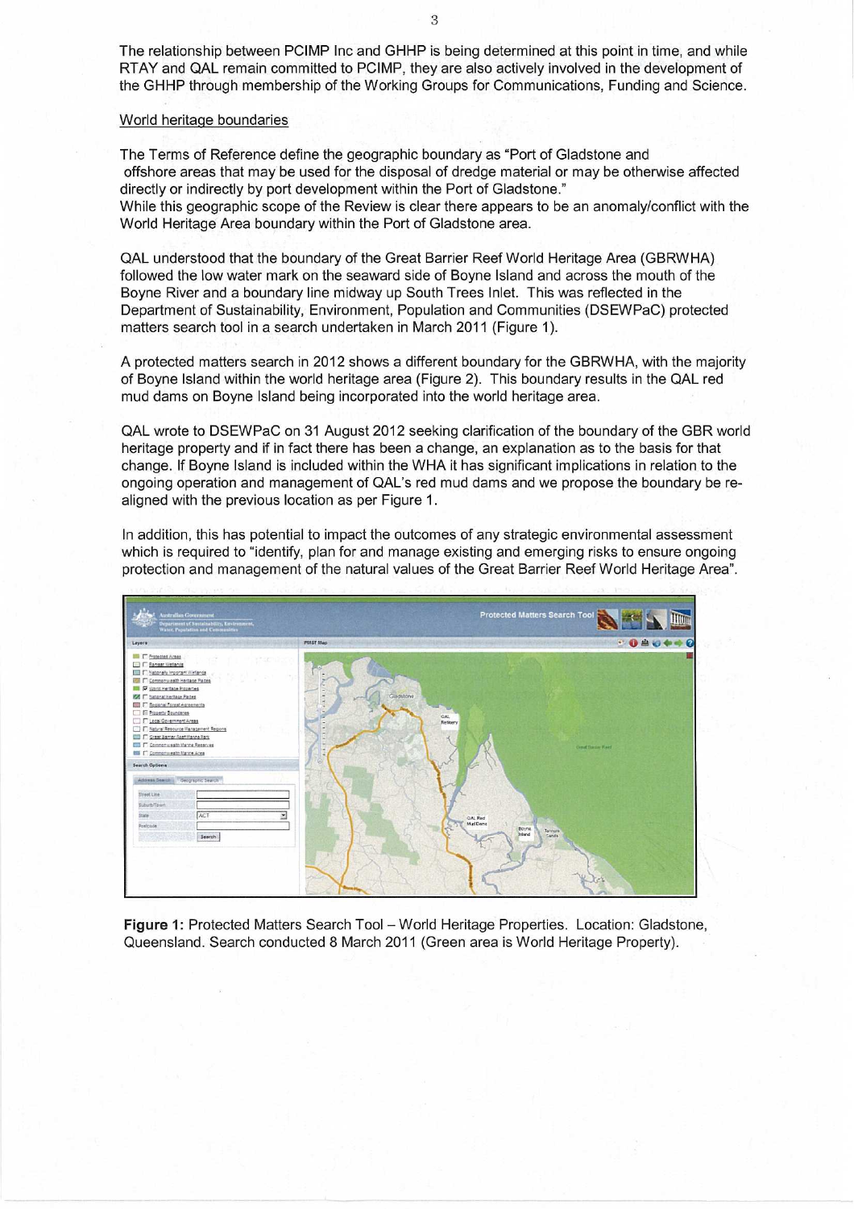The relationship between PCIMP Inc and GHHP is being determined at this point in time, and while RTAY and QAL remain committed to PCIMP, they are also actively involved in the development of the GHHP through membership of the Working Groups for Communications, Funding and Science.

World heritage boundaries

The Terms of Reference define the geographic boundary as "Port of Gladstone and offshore areas that may be used for the disposal of dredge material or may be otherwise affected directly or indirectly by port development within the Port of Gladstone."
While this geographic scope of the Review is clear there appears to be an anomaly/conflict with the World Heritage Area boundary within the Port of Gladstone area.

QAL understood that the boundary of the Great Barrier Reef World Heritage Area (GBRWHA) followed the low water mark on the seaward side of Boyne Island and across the mouth of the Boyne River and a boundary line midway up South Trees Inlet. This was reflected in the Department of Sustainability, Environment, Population and Communities (DSEWPaC) protected matters search tool in a search undertaken in March 2011 (Figure 1).

A protected matters search in 2012 shows a different boundary for the GBRWHA, with the majority of Boyne Island within the world heritage area (Figure 2). This boundary results in the QAL red mud dams on Boyne Island being incorporated into the world heritage area.

QAL wrote to DSEWPaC on 31 August 2012 seeking clarification of the boundary of the GBR world heritage property and if in fact there has been a change, an explanation as to the basis for that change. If Boyne Island is included within the WHA it has significant implications in relation to the ongoing operation and management of QAL's red mud dams and we propose the boundary be re-aligned with the previous location as per Figure 1.

In addition, this has potential to impact the outcomes of any strategic environmental assessment which is required to "identify, plan for and manage existing and emerging risks to ensure ongoing protection and management of the natural values of the Great Barrier Reef World Heritage Area".

**Figure 1:** Protected Matters Search Tool – World Heritage Properties. Location: Gladstone, Queensland. Search conducted 8 March 2011 (Green area is World Heritage Property).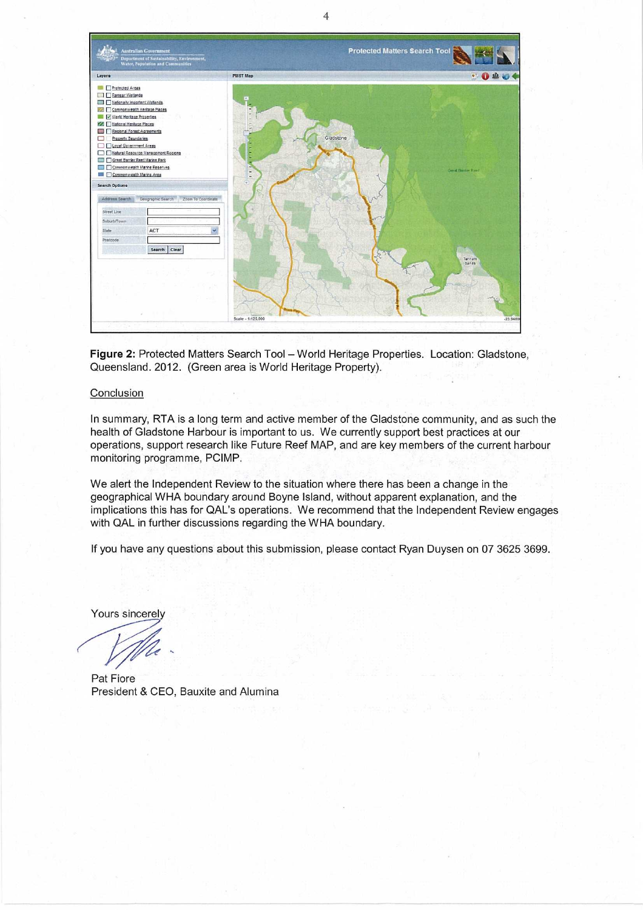**Figure 2:** Protected Matters Search Tool – World Heritage Properties. Location: Gladstone, Queensland. 2012. (Green area is World Heritage Property).

Conclusion

In summary, RTA is a long term and active member of the Gladstone community, and as such the health of Gladstone Harbour is important to us. We currently support best practices at our operations, support research like Future Reef MAP, and are key members of the current harbour monitoring programme, PCIMP.

We alert the Independent Review to the situation where there has been a change in the geographical WHA boundary around Boyne Island, without apparent explanation, and the implications this has for QAL's operations. We recommend that the Independent Review engages with QAL in further discussions regarding the WHA boundary.

If you have any questions about this submission, please contact Ryan Duysen on 07 3625 3699.

Yours sincerely

Pat Fiore
President & CEO, Bauxite and Alumina